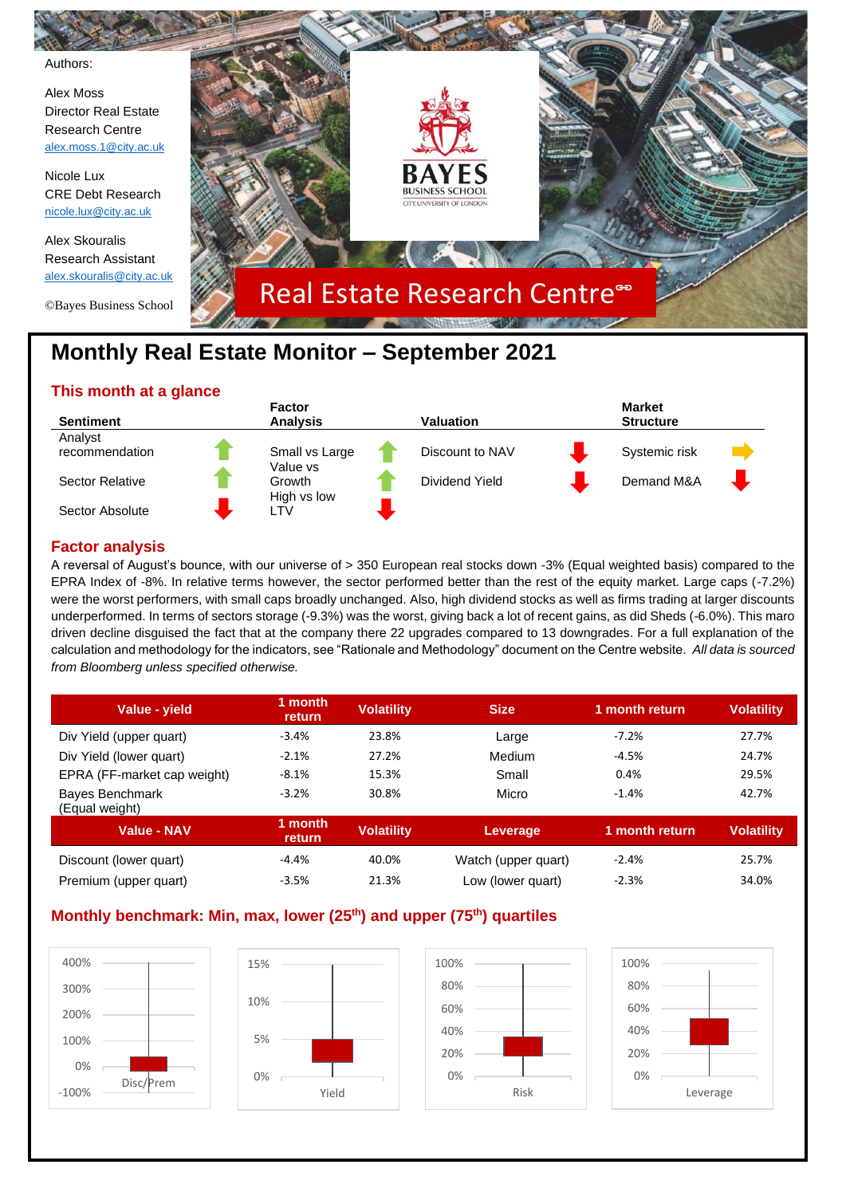Authors:

Alex Moss
Director Real Estate Research Centre
alex.moss.1@city.ac.uk

Nicole Lux
CRE Debt Research
nicole.lux@city.ac.uk

Alex Skouralis
Research Assistant
alex.skouralis@city.ac.uk

©Bayes Business School

BAYES BUSINESS SCHOOL
CITY, UNIVERSITY OF LONDON

Real Estate Research Centre

# Monthly Real Estate Monitor – September 2021

## This month at a glance

| Sentiment | | Factor Analysis | | Valuation | | Market Structure | |
|---|---|---|---|---|---|---|---|
| Analyst recommendation | ↑ | Small vs Large | ↑ | Discount to NAV | ↓ | Systemic risk | → |
| Sector Relative | ↑ | Value vs Growth | ↑ | Dividend Yield | ↓ | Demand M&A | ↓ |
| Sector Absolute | ↓ | High vs low LTV | ↓ | | | | |

## Factor analysis

A reversal of August's bounce, with our universe of > 350 European real stocks down -3% (Equal weighted basis) compared to the EPRA Index of -8%. In relative terms however, the sector performed better than the rest of the equity market. Large caps (-7.2%) were the worst performers, with small caps broadly unchanged. Also, high dividend stocks as well as firms trading at larger discounts underperformed. In terms of sectors storage (-9.3%) was the worst, giving back a lot of recent gains, as did Sheds (-6.0%). This maro driven decline disguised the fact that at the company there 22 upgrades compared to 13 downgrades. For a full explanation of the calculation and methodology for the indicators, see "Rationale and Methodology" document on the Centre website. *All data is sourced from Bloomberg unless specified otherwise.*

| Value - yield | 1 month return | Volatility | Size | 1 month return | Volatility |
|---|---|---|---|---|---|
| Div Yield (upper quart) | -3.4% | 23.8% | Large | -7.2% | 27.7% |
| Div Yield (lower quart) | -2.1% | 27.2% | Medium | -4.5% | 24.7% |
| EPRA (FF-market cap weight) | -8.1% | 15.3% | Small | 0.4% | 29.5% |
| Bayes Benchmark (Equal weight) | -3.2% | 30.8% | Micro | -1.4% | 42.7% |
| **Value - NAV** | **1 month return** | **Volatility** | **Leverage** | **1 month return** | **Volatility** |
| Discount (lower quart) | -4.4% | 40.0% | Watch (upper quart) | -2.4% | 25.7% |
| Premium (upper quart) | -3.5% | 21.3% | Low (lower quart) | -2.3% | 34.0% |

## Monthly benchmark: Min, max, lower (25th) and upper (75th) quartiles

Disc/Prem | Yield | Risk | Leverage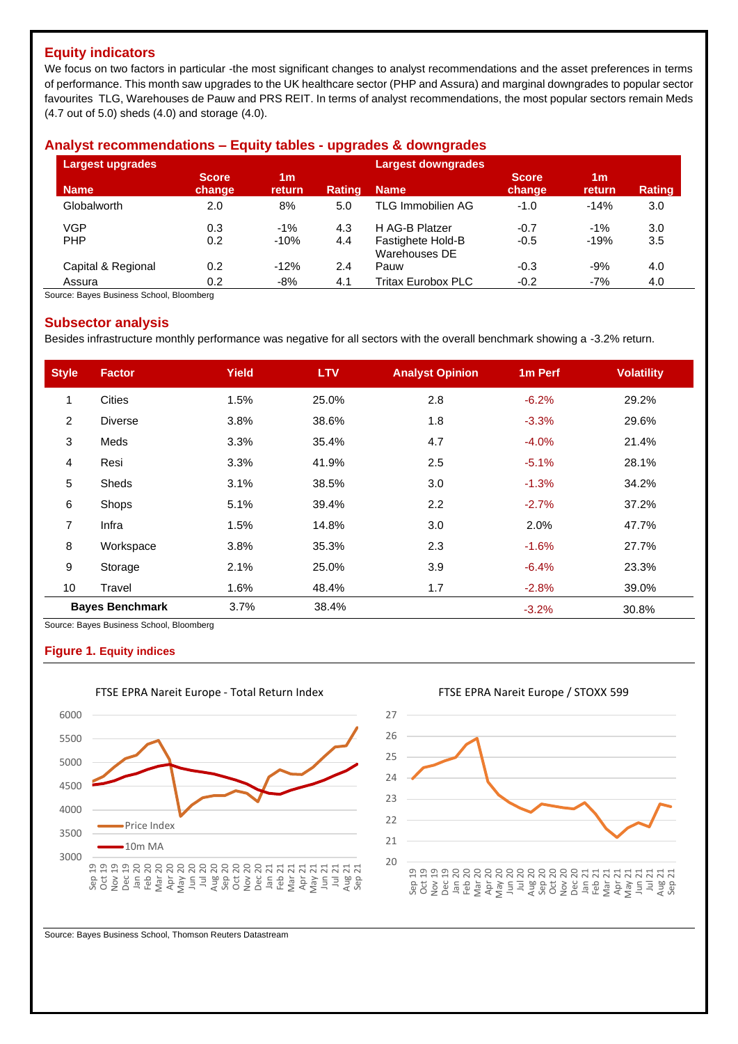## Equity indicators

We focus on two factors in particular -the most significant changes to analyst recommendations and the asset preferences in terms of performance. This month saw upgrades to the UK healthcare sector (PHP and Assura) and marginal downgrades to popular sector favourites TLG, Warehouses de Pauw and PRS REIT. In terms of analyst recommendations, the most popular sectors remain Meds (4.7 out of 5.0) sheds (4.0) and storage (4.0).

## Analyst recommendations – Equity tables - upgrades & downgrades

| Largest upgrades | | | | Largest downgrades | | | |
|---|---|---|---|---|---|---|---|
| Name | Score change | 1m return | Rating | Name | Score change | 1m return | Rating |
| Globalworth | 2.0 | 8% | 5.0 | TLG Immobilien AG | -1.0 | -14% | 3.0 |
| VGP | 0.3 | -1% | 4.3 | H AG-B Platzer | -0.7 | -1% | 3.0 |
| PHP | 0.2 | -10% | 4.4 | Fastighete Hold-B | -0.5 | -19% | 3.5 |
| Capital & Regional | 0.2 | -12% | 2.4 | Warehouses DE Pauw | -0.3 | -9% | 4.0 |
| Assura | 0.2 | -8% | 4.1 | Tritax Eurobox PLC | -0.2 | -7% | 4.0 |

Source: Bayes Business School, Bloomberg

## Subsector analysis

Besides infrastructure monthly performance was negative for all sectors with the overall benchmark showing a -3.2% return.

| Style | Factor | Yield | LTV | Analyst Opinion | 1m Perf | Volatility |
|---|---|---|---|---|---|---|
| 1 | Cities | 1.5% | 25.0% | 2.8 | -6.2% | 29.2% |
| 2 | Diverse | 3.8% | 38.6% | 1.8 | -3.3% | 29.6% |
| 3 | Meds | 3.3% | 35.4% | 4.7 | -4.0% | 21.4% |
| 4 | Resi | 3.3% | 41.9% | 2.5 | -5.1% | 28.1% |
| 5 | Sheds | 3.1% | 38.5% | 3.0 | -1.3% | 34.2% |
| 6 | Shops | 5.1% | 39.4% | 2.2 | -2.7% | 37.2% |
| 7 | Infra | 1.5% | 14.8% | 3.0 | 2.0% | 47.7% |
| 8 | Workspace | 3.8% | 35.3% | 2.3 | -1.6% | 27.7% |
| 9 | Storage | 2.1% | 25.0% | 3.9 | -6.4% | 23.3% |
| 10 | Travel | 1.6% | 48.4% | 1.7 | -2.8% | 39.0% |
| **Bayes Benchmark** | | 3.7% | 38.4% | | -3.2% | 30.8% |

Source: Bayes Business School, Bloomberg

### Figure 1. Equity indices

FTSE EPRA Nareit Europe - Total Return Index

FTSE EPRA Nareit Europe / STOXX 599

Source: Bayes Business School, Thomson Reuters Datastream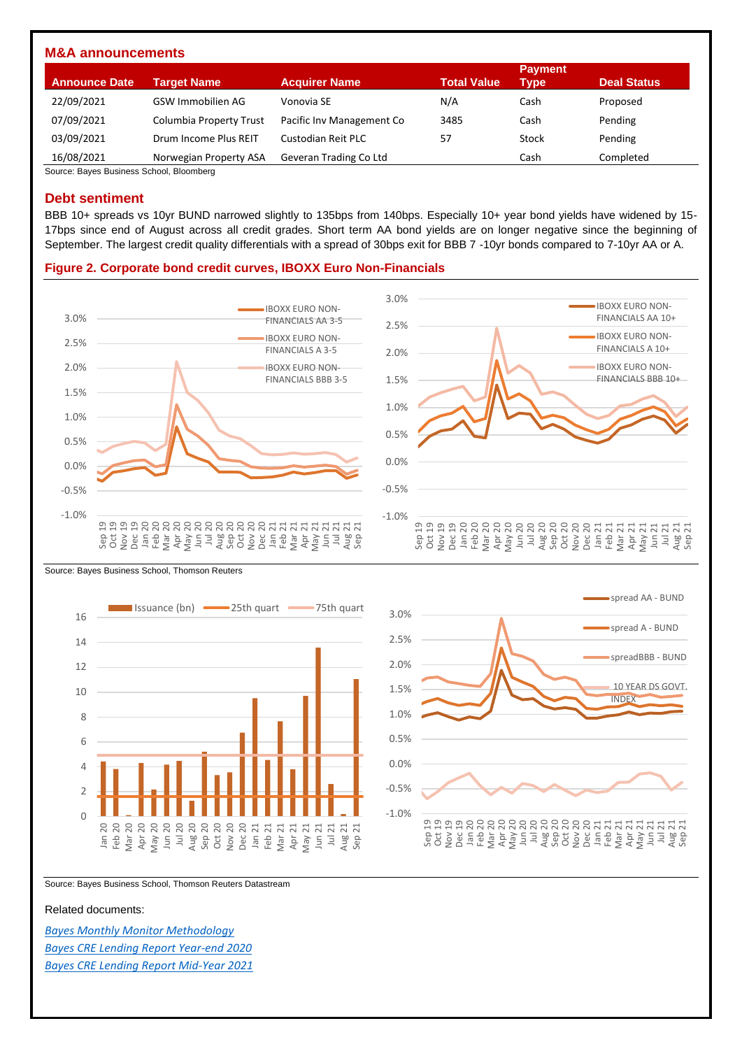## M&A announcements

| Announce Date | Target Name | Acquirer Name | Total Value | Payment Type | Deal Status |
|---|---|---|---|---|---|
| 22/09/2021 | GSW Immobilien AG | Vonovia SE | N/A | Cash | Proposed |
| 07/09/2021 | Columbia Property Trust | Pacific Inv Management Co | 3485 | Cash | Pending |
| 03/09/2021 | Drum Income Plus REIT | Custodian Reit PLC | 57 | Stock | Pending |
| 16/08/2021 | Norwegian Property ASA | Geveran Trading Co Ltd | | Cash | Completed |

Source: Bayes Business School, Bloomberg

## Debt sentiment

BBB 10+ spreads vs 10yr BUND narrowed slightly to 135bps from 140bps. Especially 10+ year bond yields have widened by 15-17bps since end of August across all credit grades. Short term AA bond yields are on longer negative since the beginning of September. The largest credit quality differentials with a spread of 30bps exit for BBB 7 -10yr bonds compared to 7-10yr AA or A.

### Figure 2. Corporate bond credit curves, IBOXX Euro Non-Financials

Source: Bayes Business School, Thomson Reuters

Source: Bayes Business School, Thomson Reuters Datastream

Related documents:

*Bayes Monthly Monitor Methodology*

*Bayes CRE Lending Report Year-end 2020*

*Bayes CRE Lending Report Mid-Year 2021*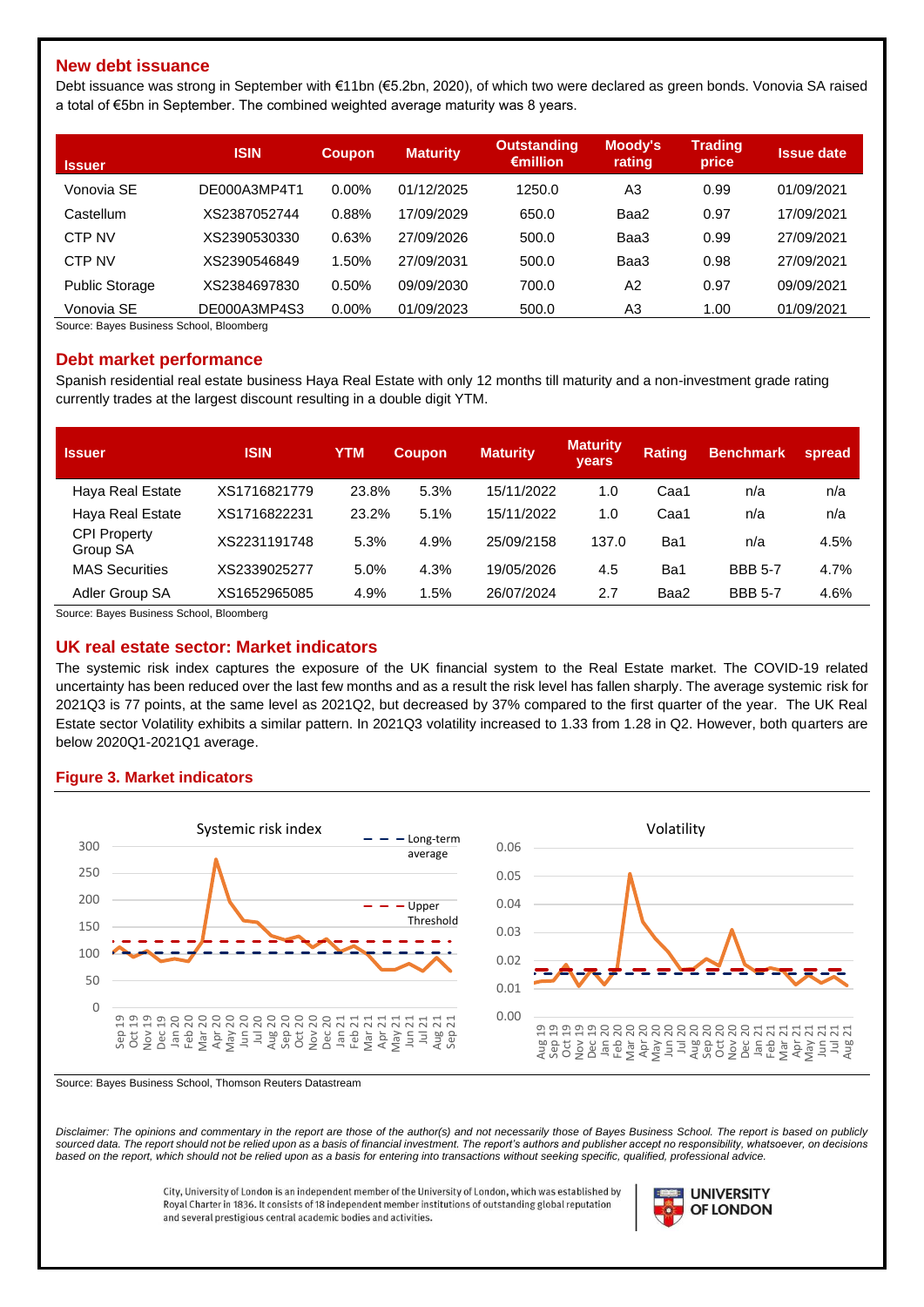## New debt issuance

Debt issuance was strong in September with €11bn (€5.2bn, 2020), of which two were declared as green bonds. Vonovia SA raised a total of €5bn in September. The combined weighted average maturity was 8 years.

| Issuer | ISIN | Coupon | Maturity | Outstanding €million | Moody's rating | Trading price | Issue date |
|---|---|---|---|---|---|---|---|
| Vonovia SE | DE000A3MP4T1 | 0.00% | 01/12/2025 | 1250.0 | A3 | 0.99 | 01/09/2021 |
| Castellum | XS2387052744 | 0.88% | 17/09/2029 | 650.0 | Baa2 | 0.97 | 17/09/2021 |
| CTP NV | XS2390530330 | 0.63% | 27/09/2026 | 500.0 | Baa3 | 0.99 | 27/09/2021 |
| CTP NV | XS2390546849 | 1.50% | 27/09/2031 | 500.0 | Baa3 | 0.98 | 27/09/2021 |
| Public Storage | XS2384697830 | 0.50% | 09/09/2030 | 700.0 | A2 | 0.97 | 09/09/2021 |
| Vonovia SE | DE000A3MP4S3 | 0.00% | 01/09/2023 | 500.0 | A3 | 1.00 | 01/09/2021 |

Source: Bayes Business School, Bloomberg

## Debt market performance

Spanish residential real estate business Haya Real Estate with only 12 months till maturity and a non-investment grade rating currently trades at the largest discount resulting in a double digit YTM.

| Issuer | ISIN | YTM | Coupon | Maturity | Maturity years | Rating | Benchmark | spread |
|---|---|---|---|---|---|---|---|---|
| Haya Real Estate | XS1716821779 | 23.8% | 5.3% | 15/11/2022 | 1.0 | Caa1 | n/a | n/a |
| Haya Real Estate | XS1716822231 | 23.2% | 5.1% | 15/11/2022 | 1.0 | Caa1 | n/a | n/a |
| CPI Property Group SA | XS2231191748 | 5.3% | 4.9% | 25/09/2158 | 137.0 | Ba1 | n/a | 4.5% |
| MAS Securities | XS2339025277 | 5.0% | 4.3% | 19/05/2026 | 4.5 | Ba1 | BBB 5-7 | 4.7% |
| Adler Group SA | XS1652965085 | 4.9% | 1.5% | 26/07/2024 | 2.7 | Baa2 | BBB 5-7 | 4.6% |

Source: Bayes Business School, Bloomberg

## UK real estate sector: Market indicators

The systemic risk index captures the exposure of the UK financial system to the Real Estate market. The COVID-19 related uncertainty has been reduced over the last few months and as a result the risk level has fallen sharply. The average systemic risk for 2021Q3 is 77 points, at the same level as 2021Q2, but decreased by 37% compared to the first quarter of the year. The UK Real Estate sector Volatility exhibits a similar pattern. In 2021Q3 volatility increased to 1.33 from 1.28 in Q2. However, both quarters are below 2020Q1-2021Q1 average.

### Figure 3. Market indicators

Systemic risk index

Long-term average

Upper Threshold

300
250
200
150
100
50
0

Sep 19, Oct 19, Nov 19, Dec 19, Jan 20, Feb 20, Mar 20, Apr 20, May 20, Jun 20, Jul 20, Aug 20, Sep 20, Oct 20, Nov 20, Dec 20, Jan 21, Feb 21, Mar 21, Apr 21, May 21, Jun 21, Jul 21, Aug 21, Sep 21

Volatility

0.06
0.05
0.04
0.03
0.02
0.01
0.00

Aug 19, Sep 19, Oct 19, Nov 19, Dec 19, Jan 20, Feb 20, Mar 20, Apr 20, May 20, Jun 20, Jul 20, Aug 20, Sep 20, Oct 20, Nov 20, Dec 20, Jan 21, Feb 21, Mar 21, Apr 21, May 21, Jun 21, Jul 21, Aug 21

Source: Bayes Business School, Thomson Reuters Datastream

*Disclaimer: The opinions and commentary in the report are those of the author(s) and not necessarily those of Bayes Business School. The report is based on publicly sourced data. The report should not be relied upon as a basis of financial investment. The report's authors and publisher accept no responsibility, whatsoever, on decisions based on the report, which should not be relied upon as a basis for entering into transactions without seeking specific, qualified, professional advice.*

City, University of London is an independent member of the University of London, which was established by Royal Charter in 1836. It consists of 18 independent member institutions of outstanding global reputation and several prestigious central academic bodies and activities.

UNIVERSITY OF LONDON